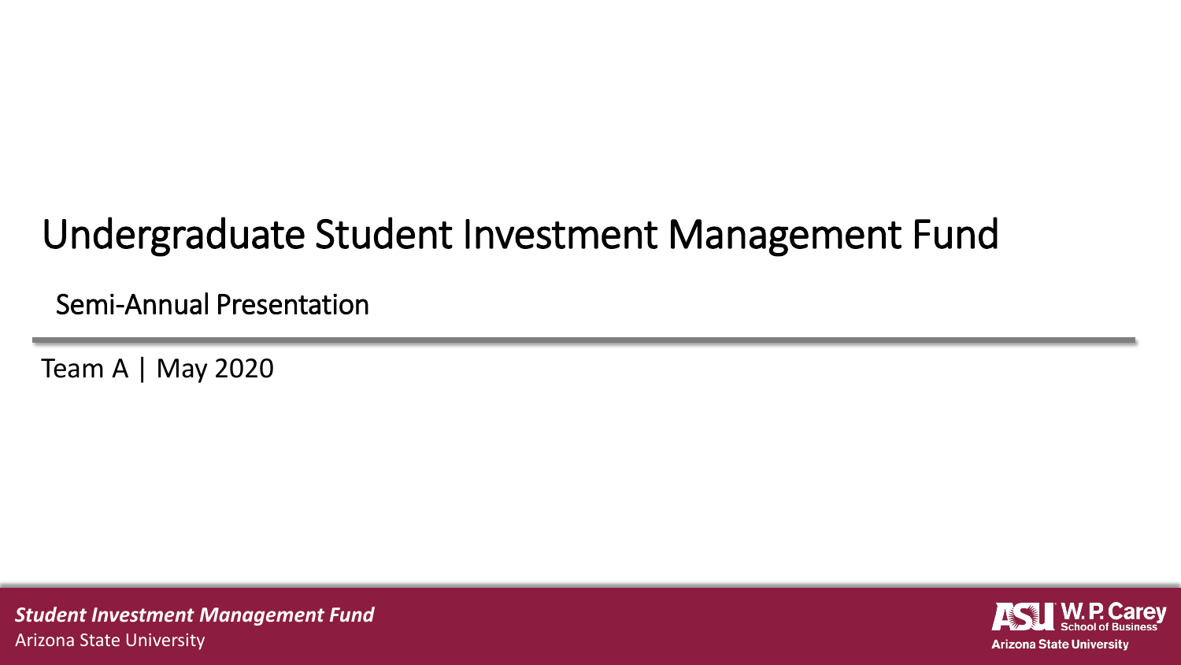# Undergraduate Student Investment Management Fund

## Semi-Annual Presentation

Team A | May 2020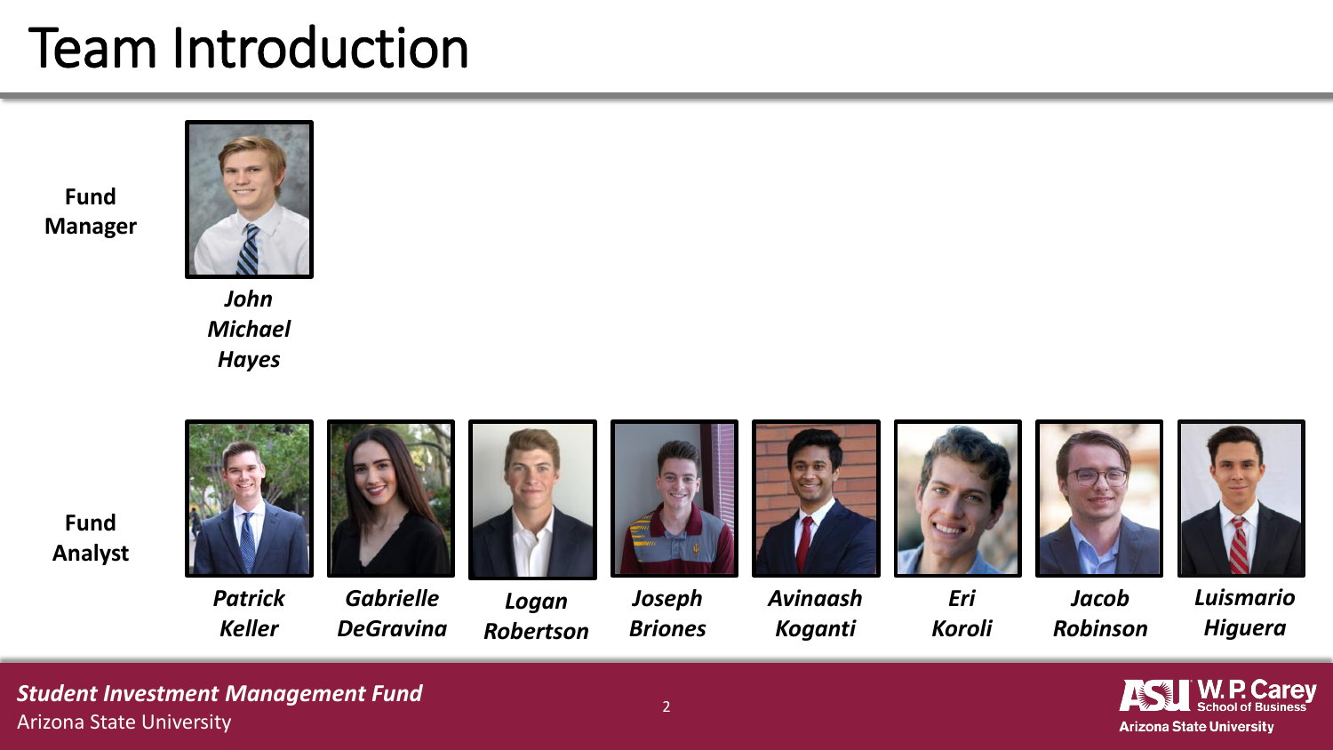# Team Introduction

**Fund Manager**

***John Michael Hayes***

**Fund Analyst**

***Patrick Keller***

***Gabrielle DeGravina***

***Logan Robertson***

***Joseph Briones***

***Avinaash Koganti***

***Eri Koroli***

***Jacob Robinson***

***Luismario Higuera***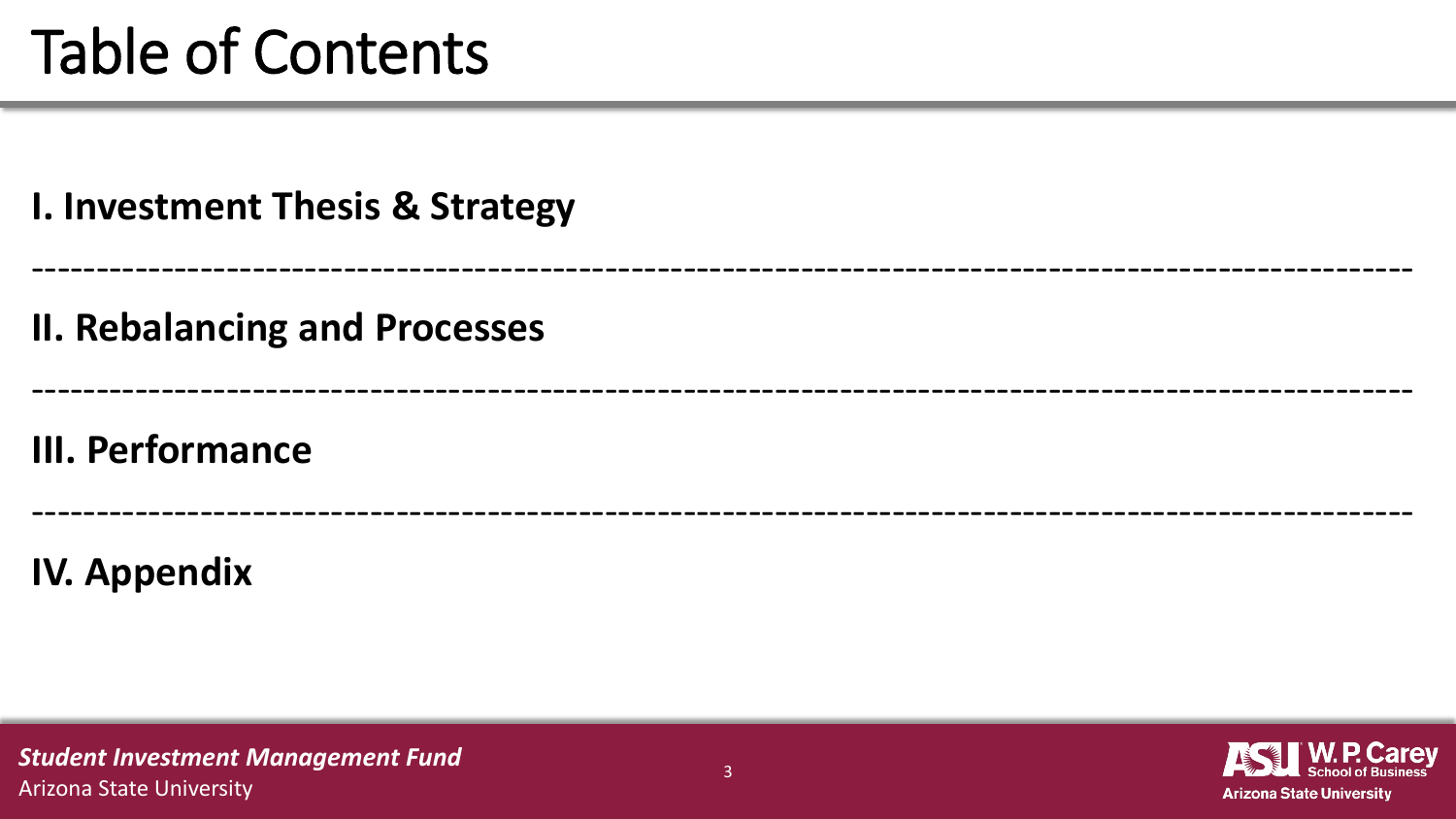# Table of Contents

**I. Investment Thesis & Strategy**

---

**II. Rebalancing and Processes**

---

**III. Performance**

---

**IV. Appendix**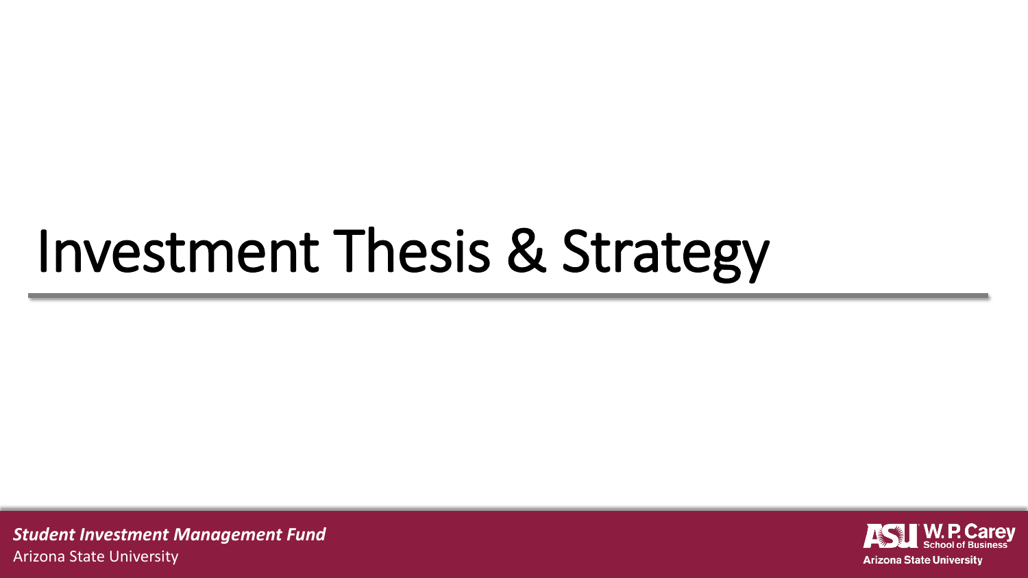# Investment Thesis & Strategy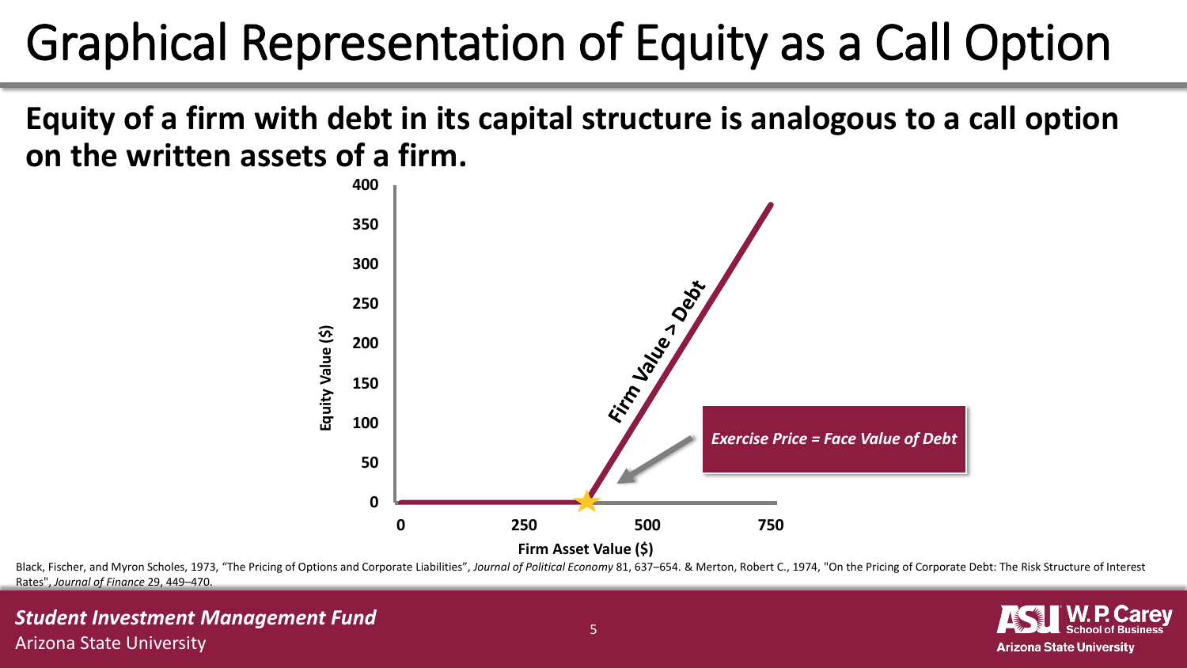# Graphical Representation of Equity as a Call Option

**Equity of a firm with debt in its capital structure is analogous to a call option on the written assets of a firm.**

Firm Value > Debt

*Exercise Price = Face Value of Debt*

Equity Value ($)

Firm Asset Value ($)

Black, Fischer, and Myron Scholes, 1973, "The Pricing of Options and Corporate Liabilities", *Journal of Political Economy* 81, 637–654. & Merton, Robert C., 1974, "On the Pricing of Corporate Debt: The Risk Structure of Interest Rates", *Journal of Finance* 29, 449–470.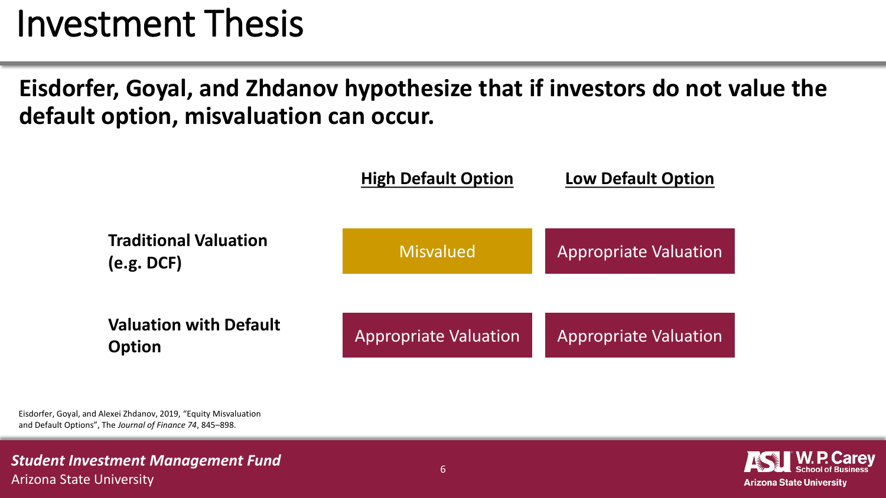# Investment Thesis

**Eisdorfer, Goyal, and Zhdanov hypothesize that if investors do not value the default option, misvaluation can occur.**

| | **High Default Option** | **Low Default Option** |
| --- | --- | --- |
| **Traditional Valuation (e.g. DCF)** | Misvalued | Appropriate Valuation |
| **Valuation with Default Option** | Appropriate Valuation | Appropriate Valuation |

Eisdorfer, Goyal, and Alexei Zhdanov, 2019, "Equity Misvaluation and Default Options", The *Journal of Finance 74*, 845–898.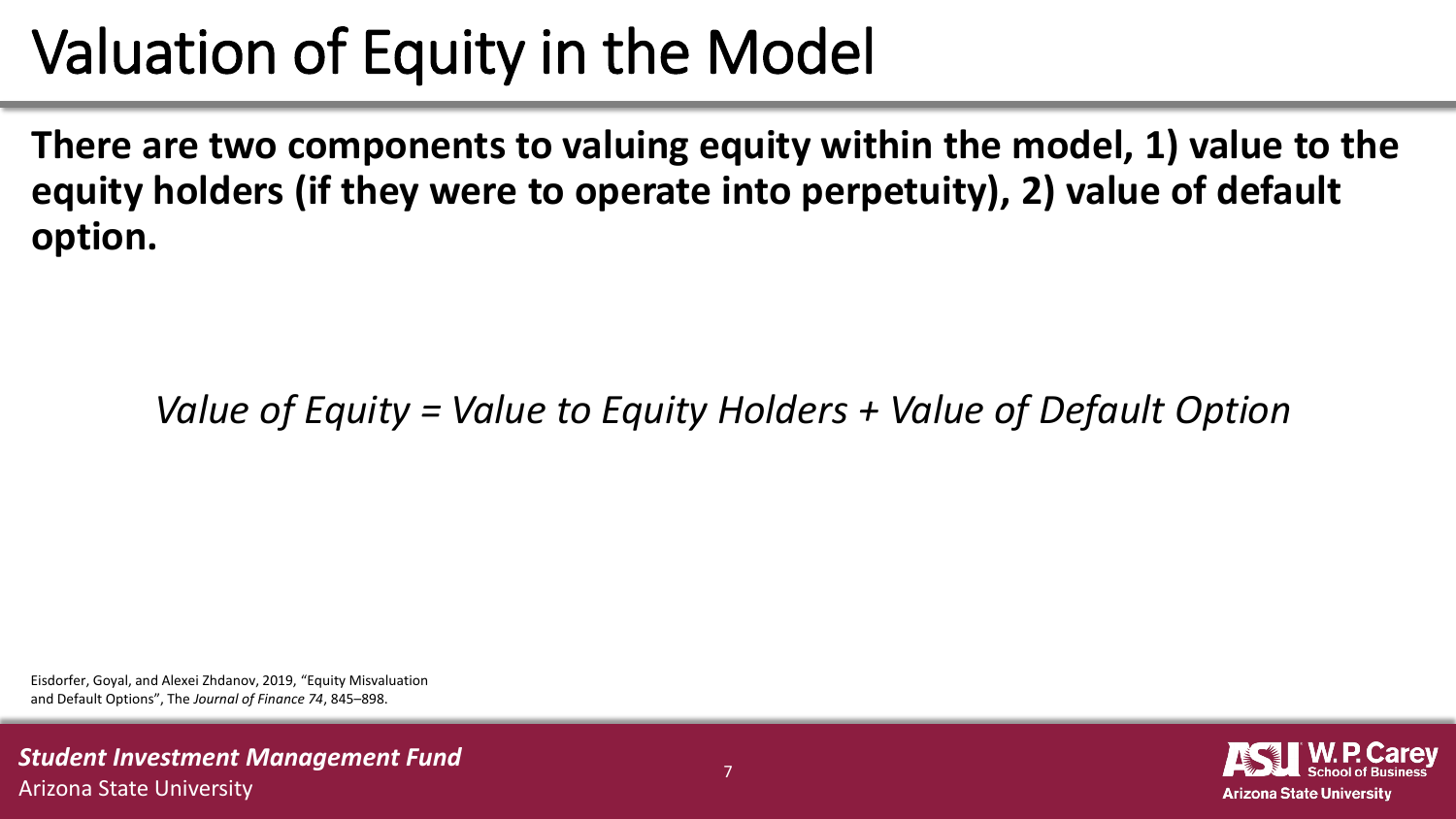# Valuation of Equity in the Model

**There are two components to valuing equity within the model, 1) value to the equity holders (if they were to operate into perpetuity), 2) value of default option.**

*Value of Equity = Value to Equity Holders + Value of Default Option*

Eisdorfer, Goyal, and Alexei Zhdanov, 2019, "Equity Misvaluation and Default Options", The *Journal of Finance 74*, 845–898.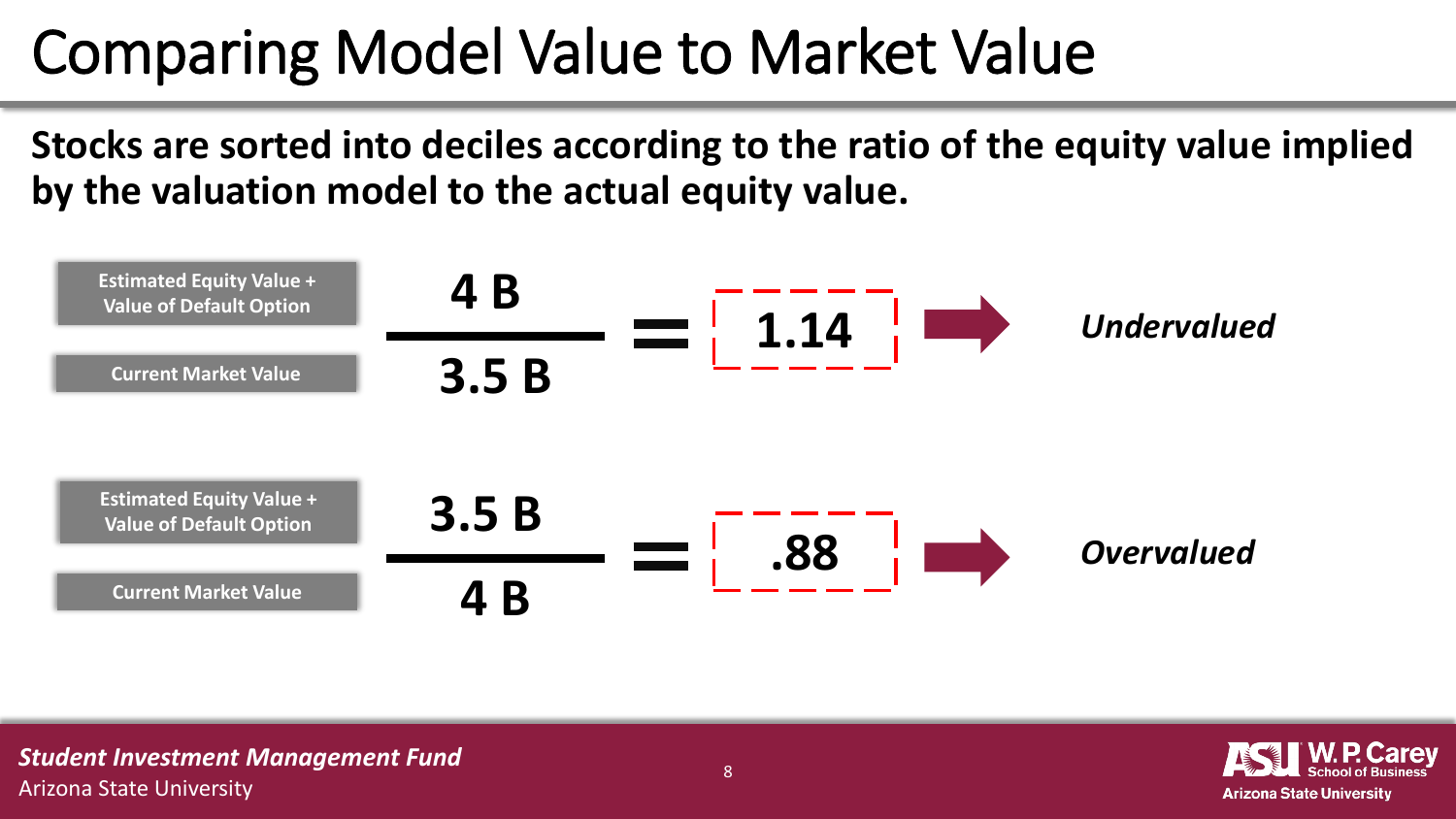# Comparing Model Value to Market Value

**Stocks are sorted into deciles according to the ratio of the equity value implied by the valuation model to the actual equity value.**

$$\frac{\text{Estimated Equity Value + Value of Default Option}}{\text{Current Market Value}} = \frac{4\text{ B}}{3.5\text{ B}} = 1.14 \rightarrow \textit{Undervalued}$$

$$\frac{\text{Estimated Equity Value + Value of Default Option}}{\text{Current Market Value}} = \frac{3.5\text{ B}}{4\text{ B}} = .88 \rightarrow \textit{Overvalued}$$

***Student Investment Management Fund***
Arizona State University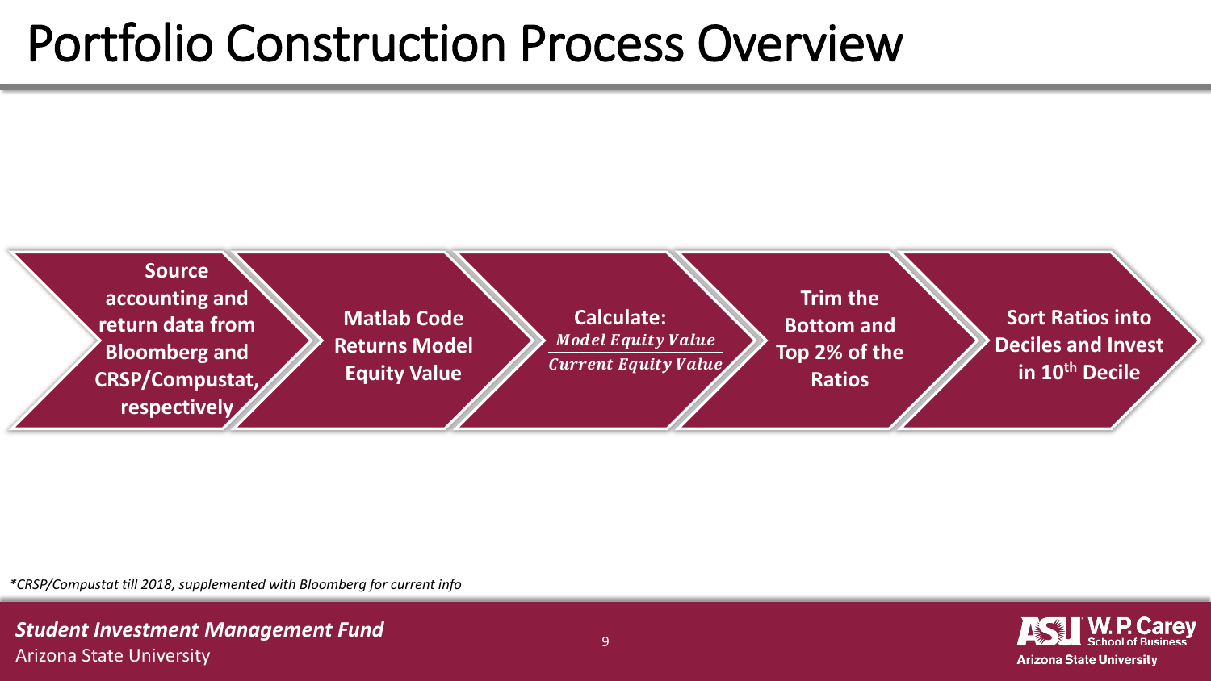# Portfolio Construction Process Overview

1. **Source accounting and return data from Bloomberg and CRSP/Compustat, respectively**
2. **Matlab Code Returns Model Equity Value**
3. **Calculate:** $\frac{\textit{Model Equity Value}}{\textit{Current Equity Value}}$
4. **Trim the Bottom and Top 2% of the Ratios**
5. **Sort Ratios into Deciles and Invest in 10th Decile**

*\*CRSP/Compustat till 2018, supplemented with Bloomberg for current info*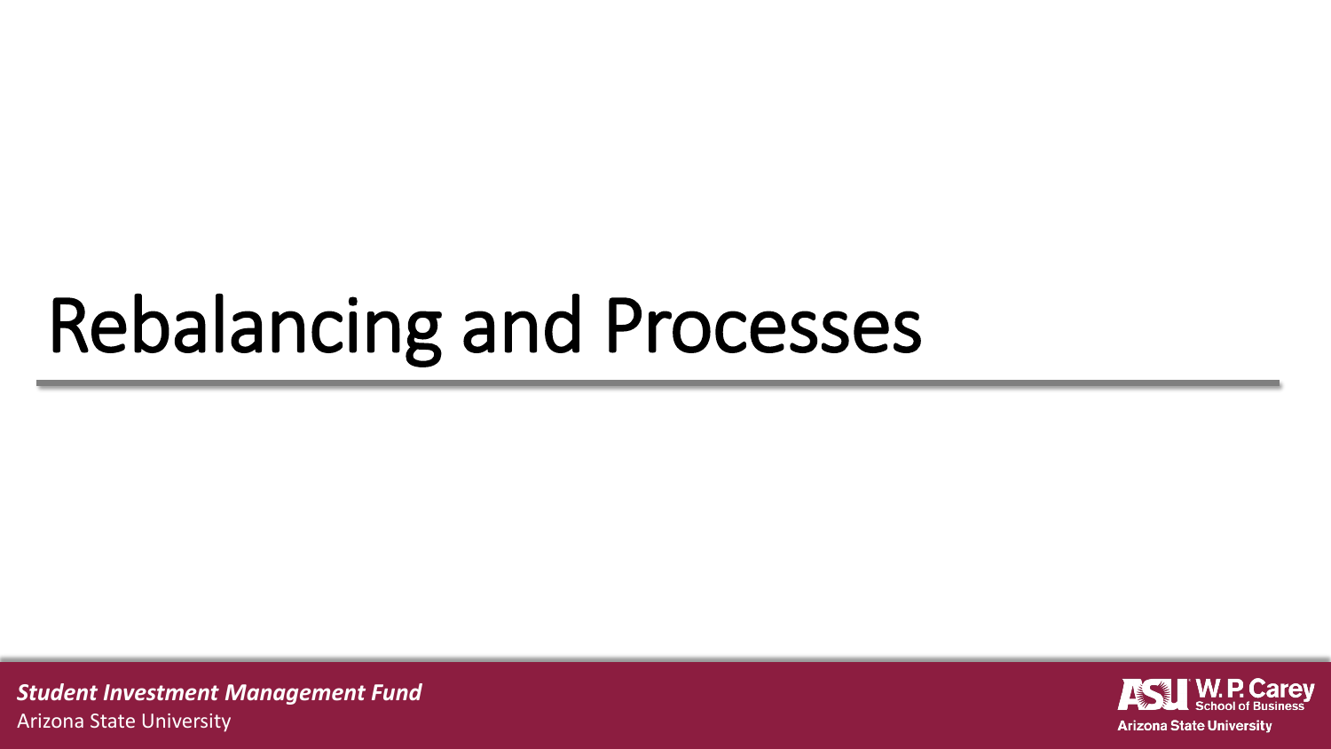# Rebalancing and Processes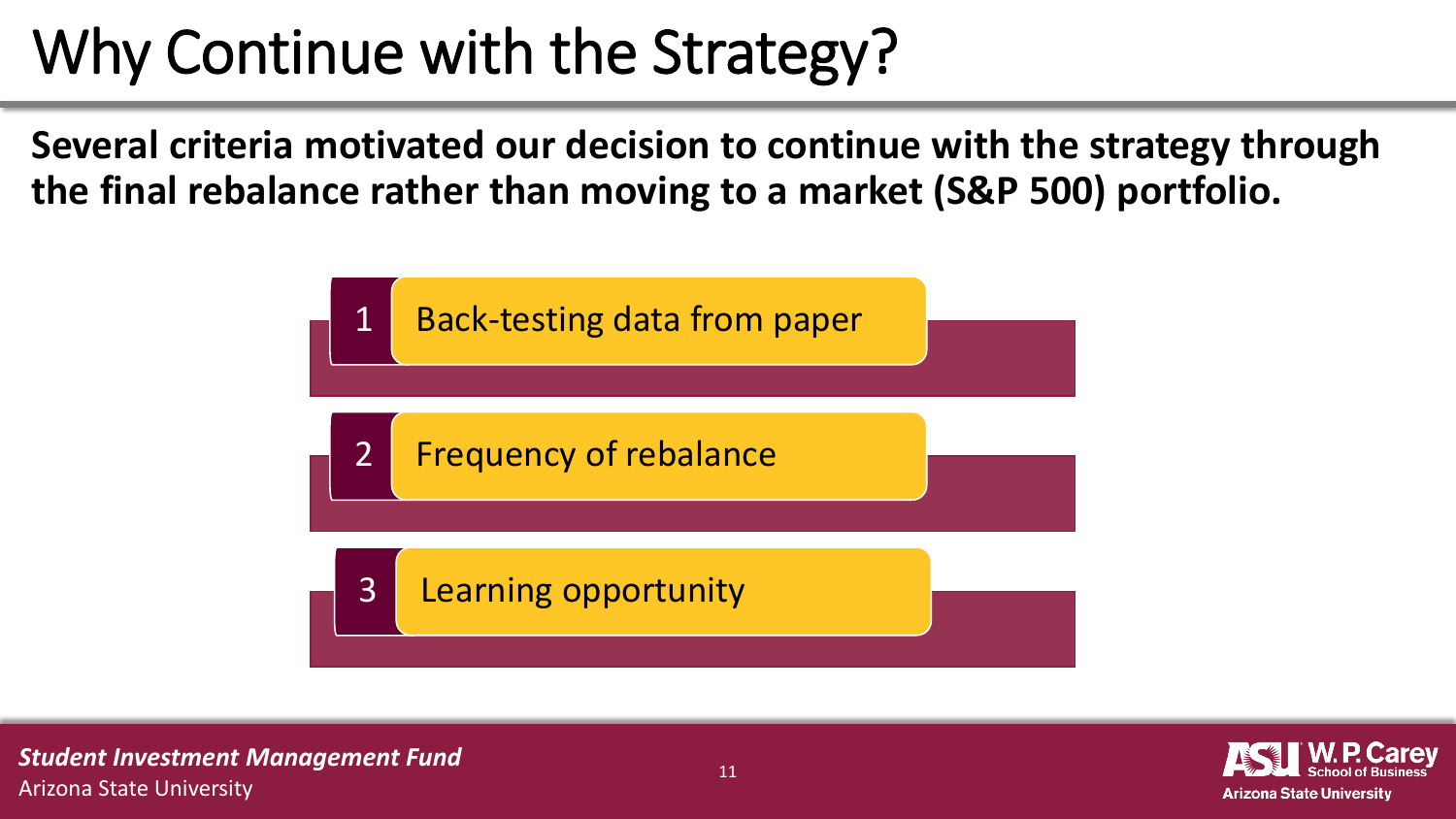# Why Continue with the Strategy?

**Several criteria motivated our decision to continue with the strategy through the final rebalance rather than moving to a market (S&P 500) portfolio.**

1. Back-testing data from paper
2. Frequency of rebalance
3. Learning opportunity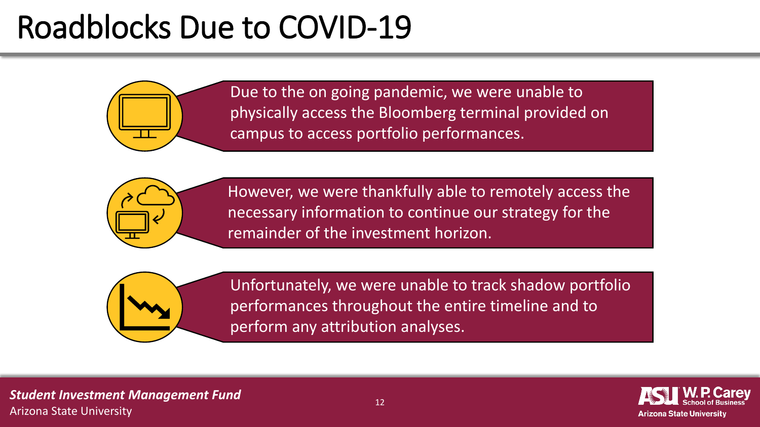# Roadblocks Due to COVID-19

- Due to the on going pandemic, we were unable to physically access the Bloomberg terminal provided on campus to access portfolio performances.
- However, we were thankfully able to remotely access the necessary information to continue our strategy for the remainder of the investment horizon.
- Unfortunately, we were unable to track shadow portfolio performances throughout the entire timeline and to perform any attribution analyses.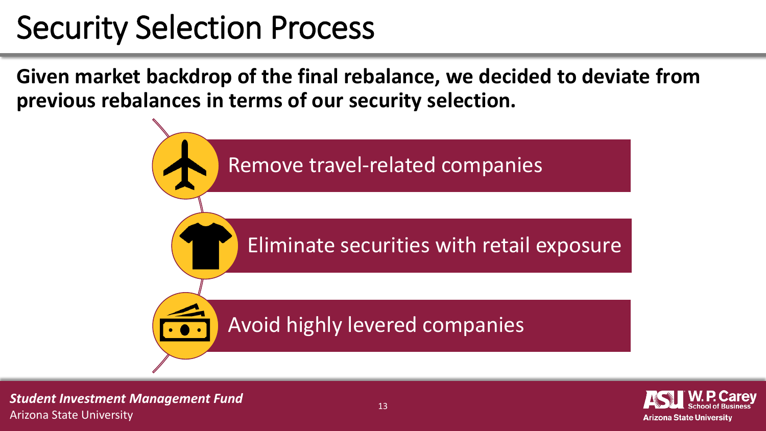# Security Selection Process

**Given market backdrop of the final rebalance, we decided to deviate from previous rebalances in terms of our security selection.**

- Remove travel-related companies
- Eliminate securities with retail exposure
- Avoid highly levered companies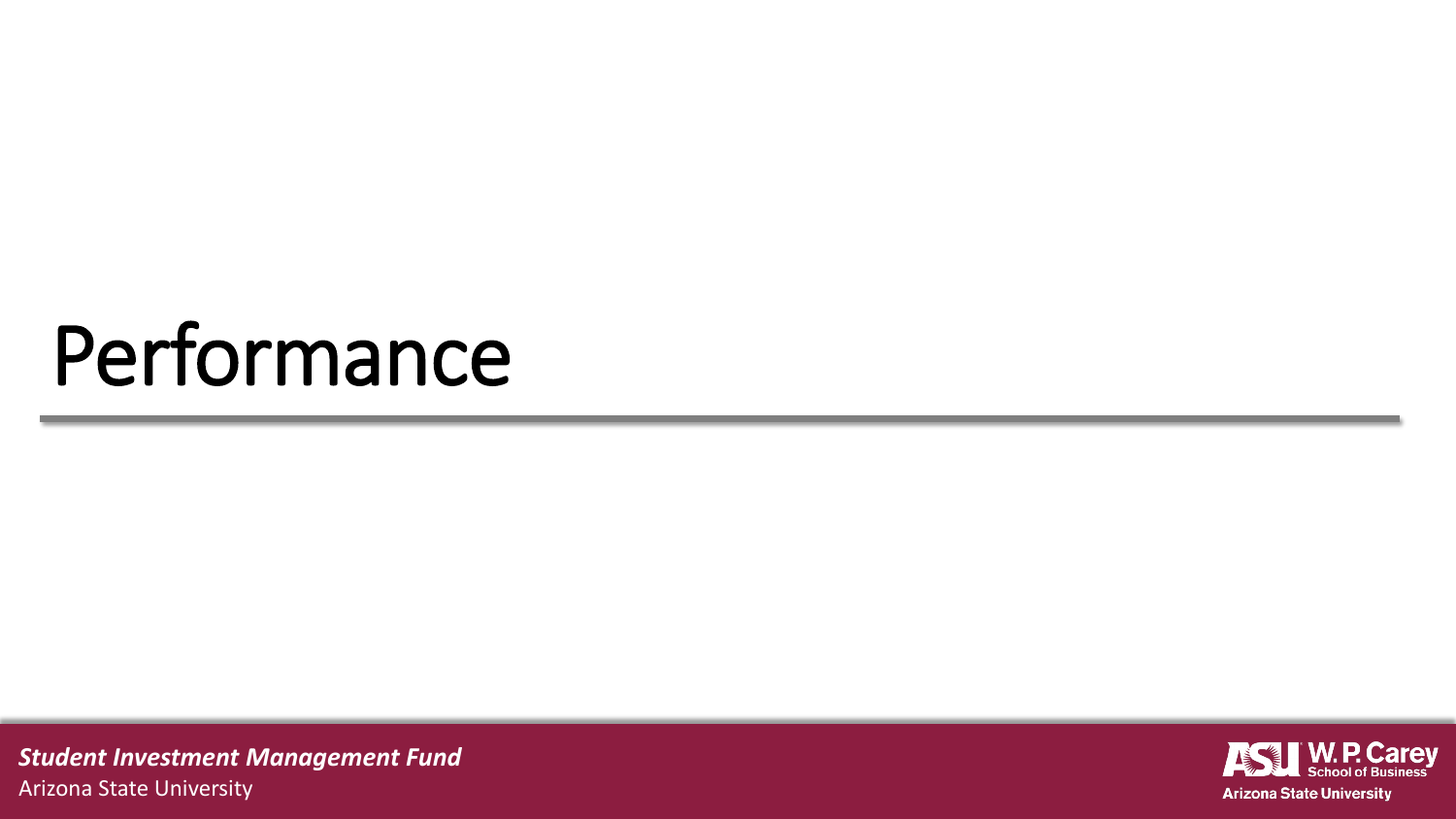# Performance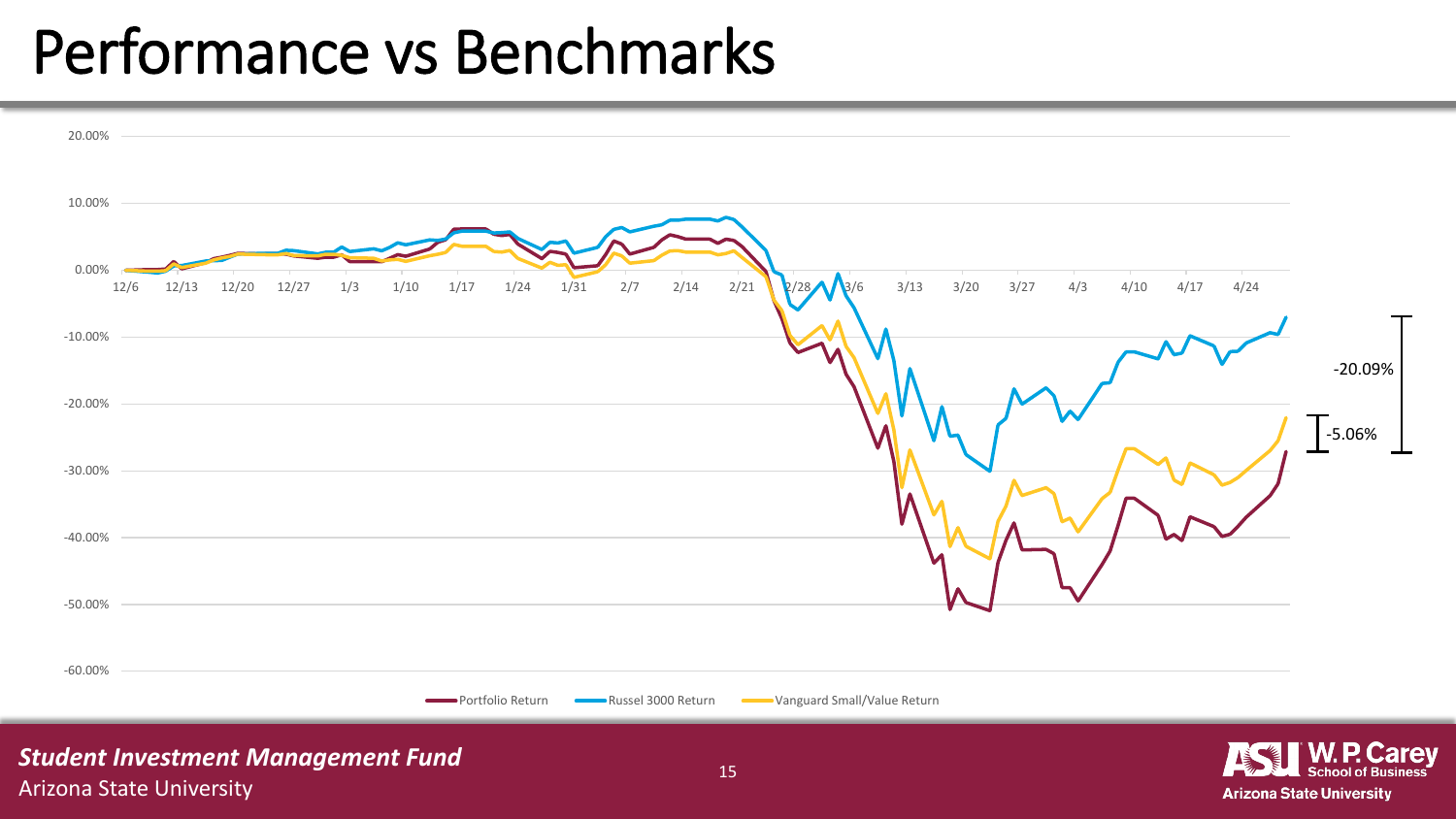# Performance vs Benchmarks

20.00%

10.00%

0.00%

-10.00%

-20.00%

-30.00%

-40.00%

-50.00%

-60.00%

12/6 12/13 12/20 12/27 1/3 1/10 1/17 1/24 1/31 2/7 2/14 2/21 2/28 3/6 3/13 3/20 3/27 4/3 4/10 4/17 4/24

-20.09%

-5.06%

Portfolio Return | Russel 3000 Return | Vanguard Small/Value Return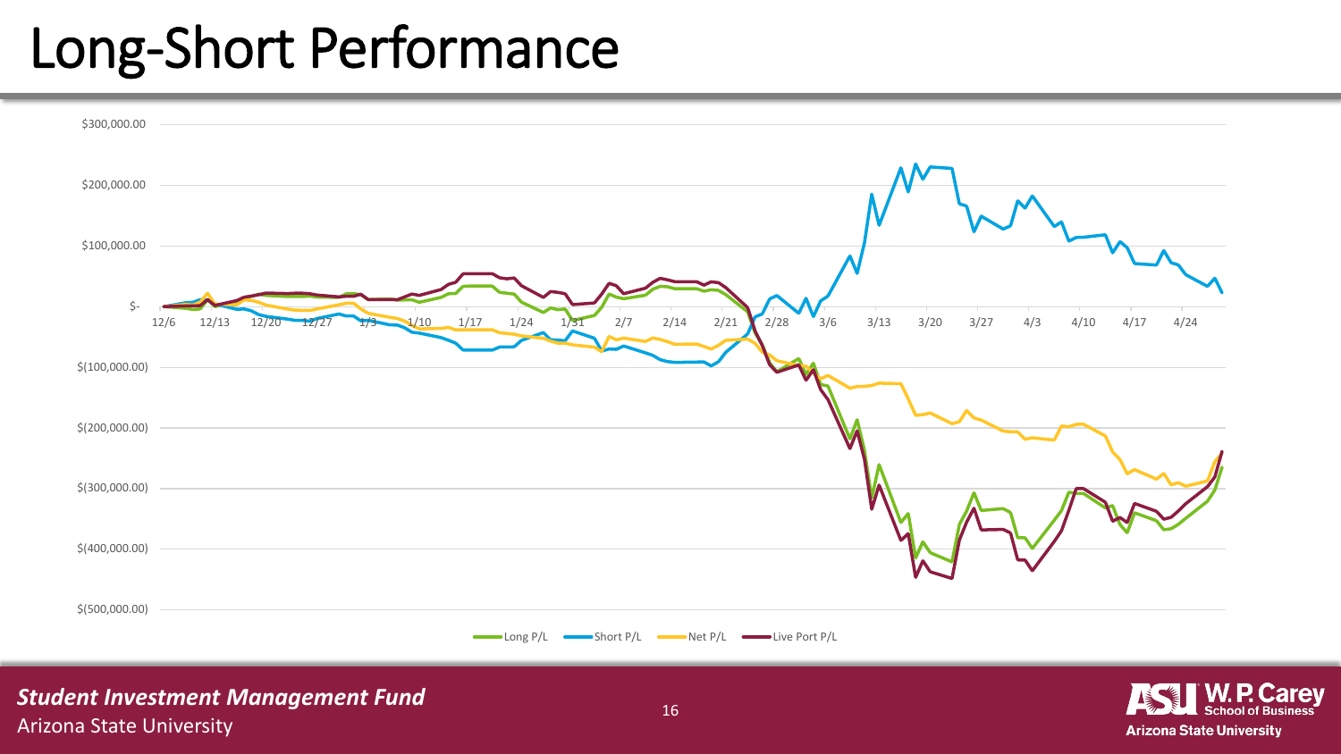# Long-Short Performance

$300,000.00
$200,000.00
$100,000.00
$-
$(100,000.00)
$(200,000.00)
$(300,000.00)
$(400,000.00)
$(500,000.00)

12/6 12/13 12/20 12/27 1/3 1/10 1/17 1/24 1/31 2/7 2/14 2/21 2/28 3/6 3/13 3/20 3/27 4/3 4/10 4/17 4/24

Long P/L — Short P/L — Net P/L — Live Port P/L

***Student Investment Management Fund***
Arizona State University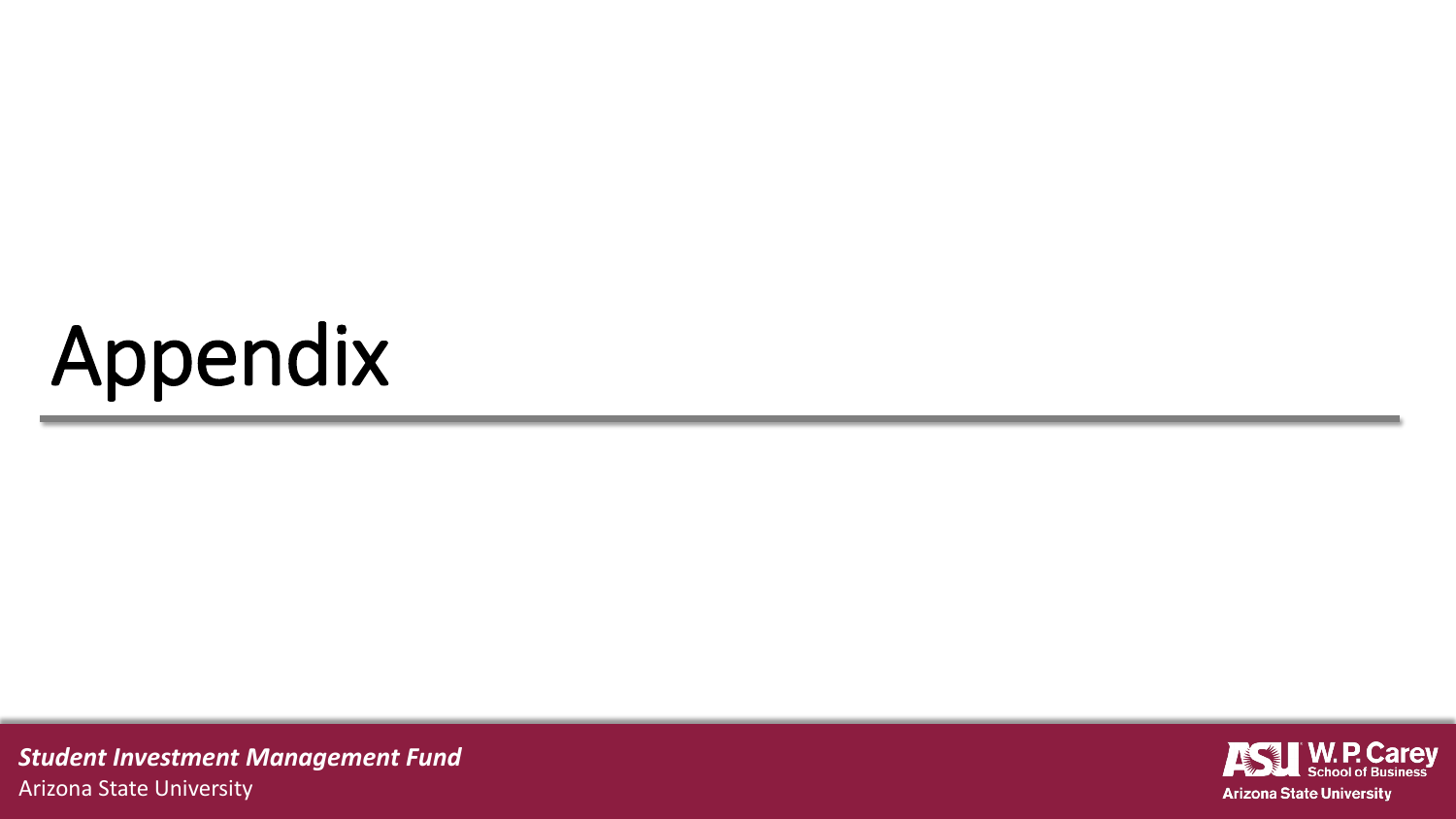# Appendix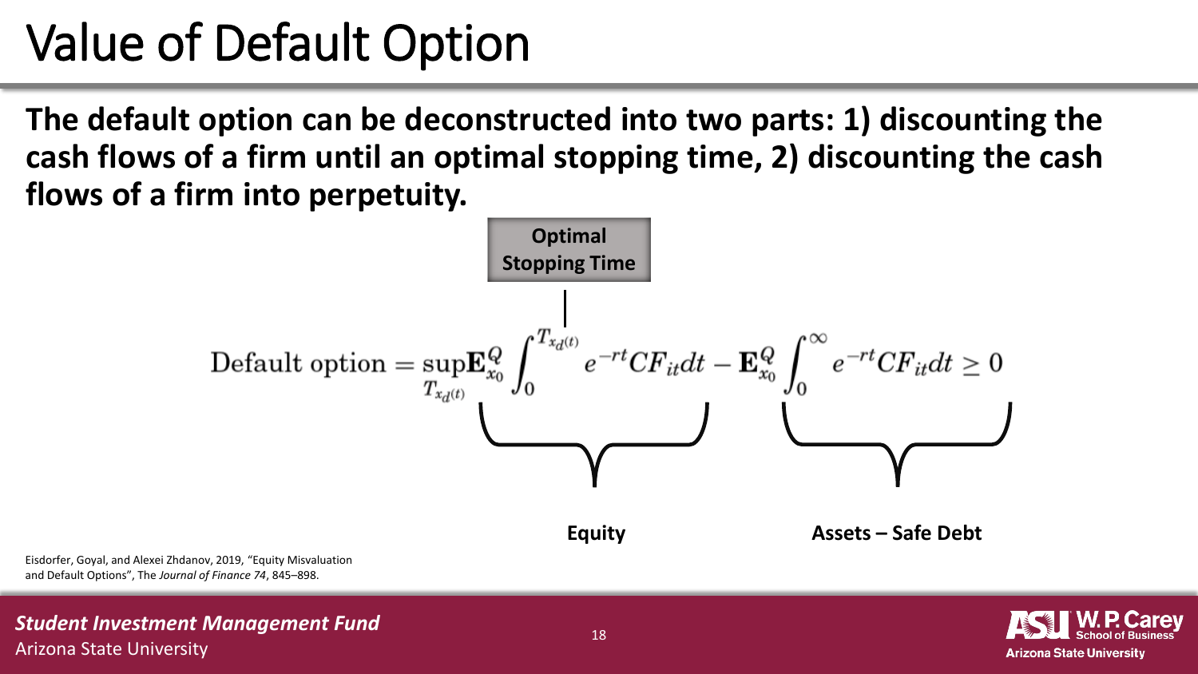# Value of Default Option

**The default option can be deconstructed into two parts: 1) discounting the cash flows of a firm until an optimal stopping time, 2) discounting the cash flows of a firm into perpetuity.**

**Optimal Stopping Time**

$$\text{Default option} = \underbrace{\sup_{T_{x_d(t)}} \mathbf{E}_{x_0}^{Q} \int_0^{T_{x_d(t)}} e^{-rt} CF_{it} dt}_{\text{Equity}} - \underbrace{\mathbf{E}_{x_0}^{Q} \int_0^{\infty} e^{-rt} CF_{it} dt}_{\text{Assets – Safe Debt}} \geq 0$$

Eisdorfer, Goyal, and Alexei Zhdanov, 2019, "Equity Misvaluation and Default Options", The *Journal of Finance 74*, 845–898.

***Student Investment Management Fund***
Arizona State University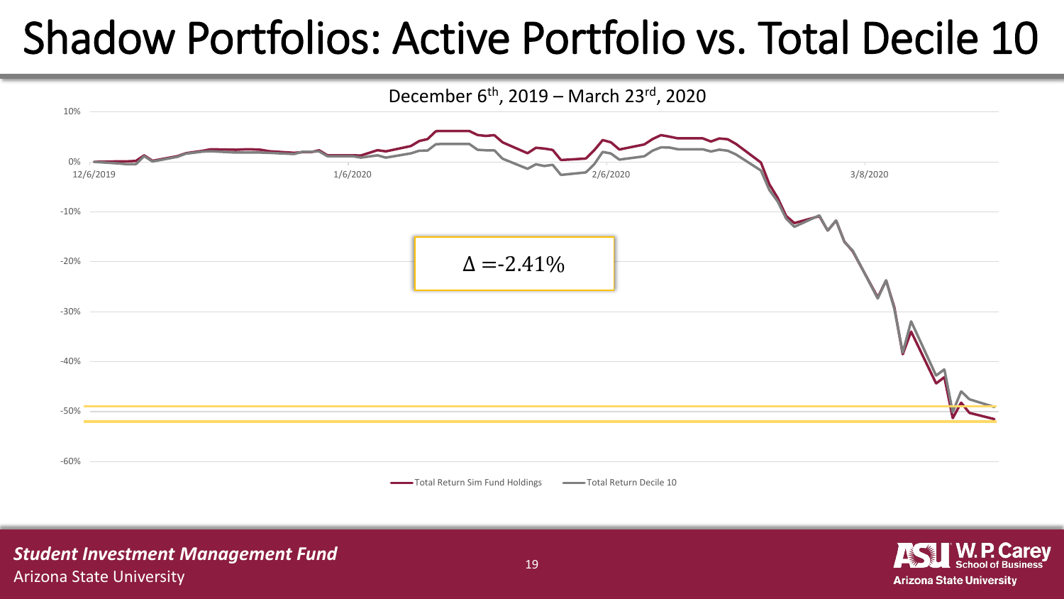# Shadow Portfolios: Active Portfolio vs. Total Decile 10

December 6th, 2019 – March 23rd, 2020

10%

0%

-10%

-20%

-30%

-40%

-50%

-60%

12/6/2019 1/6/2020 2/6/2020 3/8/2020

$\Delta$ =-2.41%

Total Return Sim Fund Holdings — Total Return Decile 10

***Student Investment Management Fund***
Arizona State University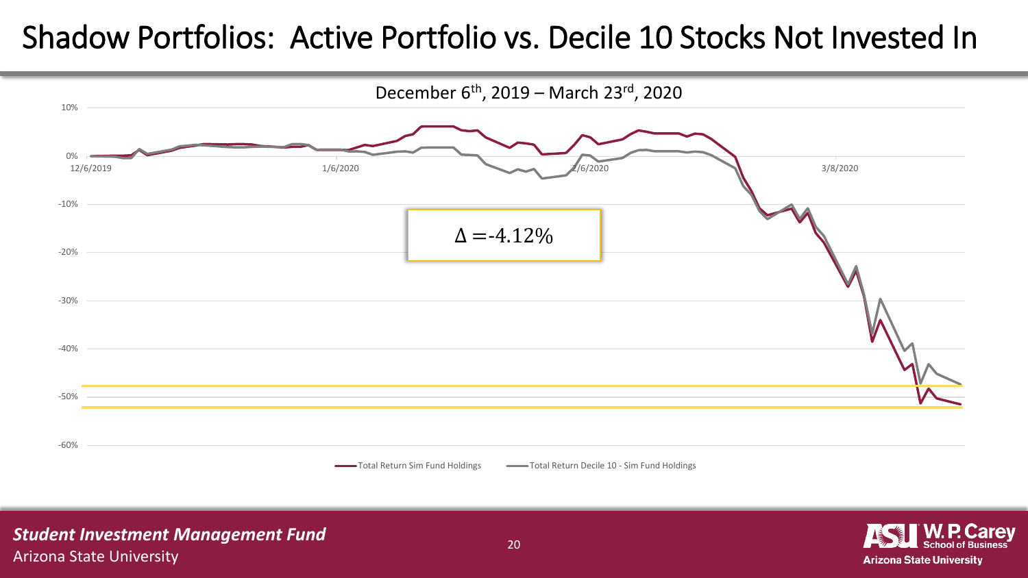# Shadow Portfolios: Active Portfolio vs. Decile 10 Stocks Not Invested In

December 6th, 2019 – March 23rd, 2020

10%
0%
-10%
-20%
-30%
-40%
-50%
-60%

12/6/2019
1/6/2020
2/6/2020
3/8/2020

$\Delta =$-4.12%

Total Return Sim Fund Holdings
Total Return Decile 10 - Sim Fund Holdings

***Student Investment Management Fund***
Arizona State University